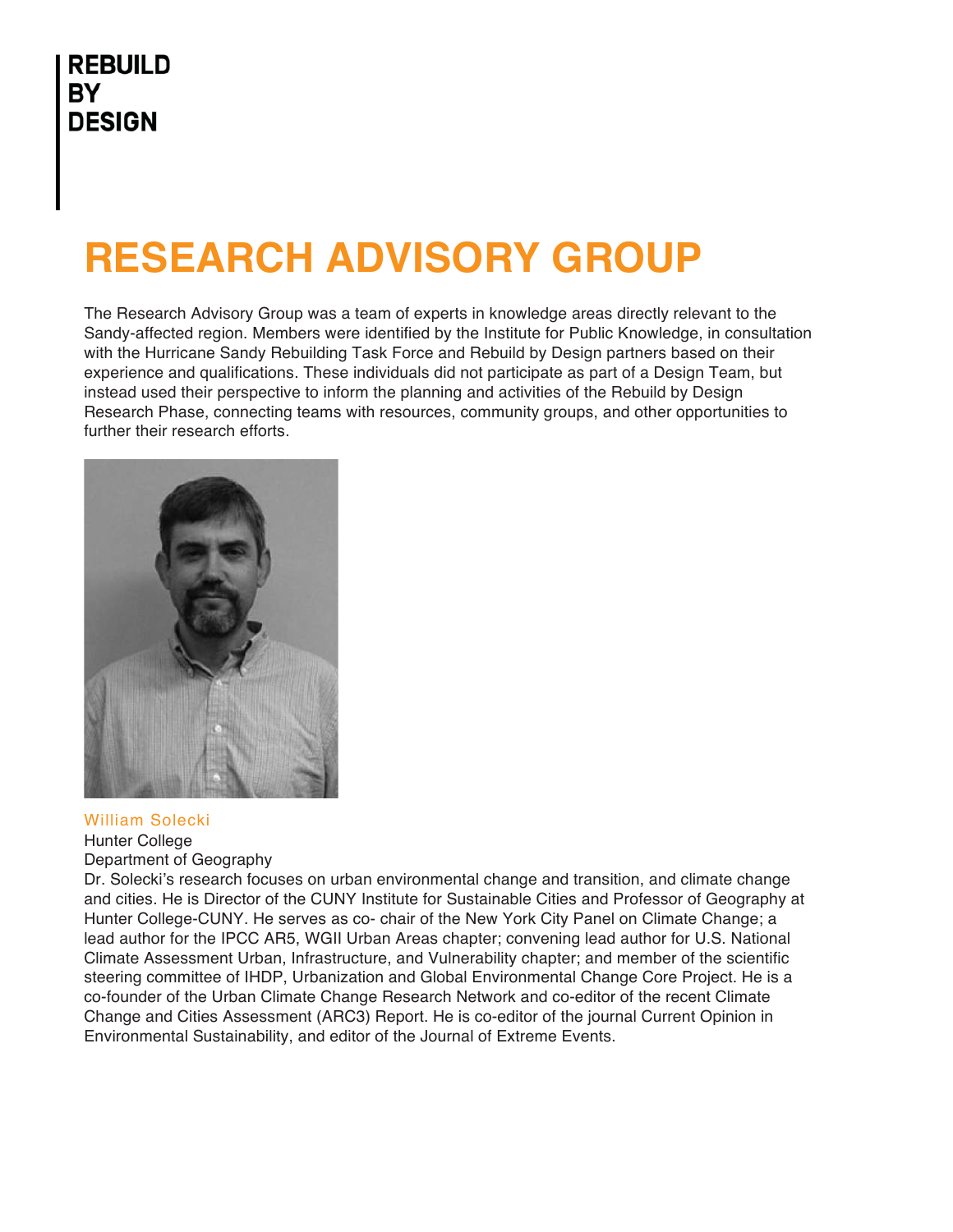REBUILD
BY
DESIGN

# RESEARCH ADVISORY GROUP

The Research Advisory Group was a team of experts in knowledge areas directly relevant to the Sandy-affected region. Members were identified by the Institute for Public Knowledge, in consultation with the Hurricane Sandy Rebuilding Task Force and Rebuild by Design partners based on their experience and qualifications. These individuals did not participate as part of a Design Team, but instead used their perspective to inform the planning and activities of the Rebuild by Design Research Phase, connecting teams with resources, community groups, and other opportunities to further their research efforts.

### William Solecki

Hunter College
Department of Geography

Dr. Solecki's research focuses on urban environmental change and transition, and climate change and cities. He is Director of the CUNY Institute for Sustainable Cities and Professor of Geography at Hunter College-CUNY. He serves as co- chair of the New York City Panel on Climate Change; a lead author for the IPCC AR5, WGII Urban Areas chapter; convening lead author for U.S. National Climate Assessment Urban, Infrastructure, and Vulnerability chapter; and member of the scientific steering committee of IHDP, Urbanization and Global Environmental Change Core Project. He is a co-founder of the Urban Climate Change Research Network and co-editor of the recent Climate Change and Cities Assessment (ARC3) Report. He is co-editor of the journal Current Opinion in Environmental Sustainability, and editor of the Journal of Extreme Events.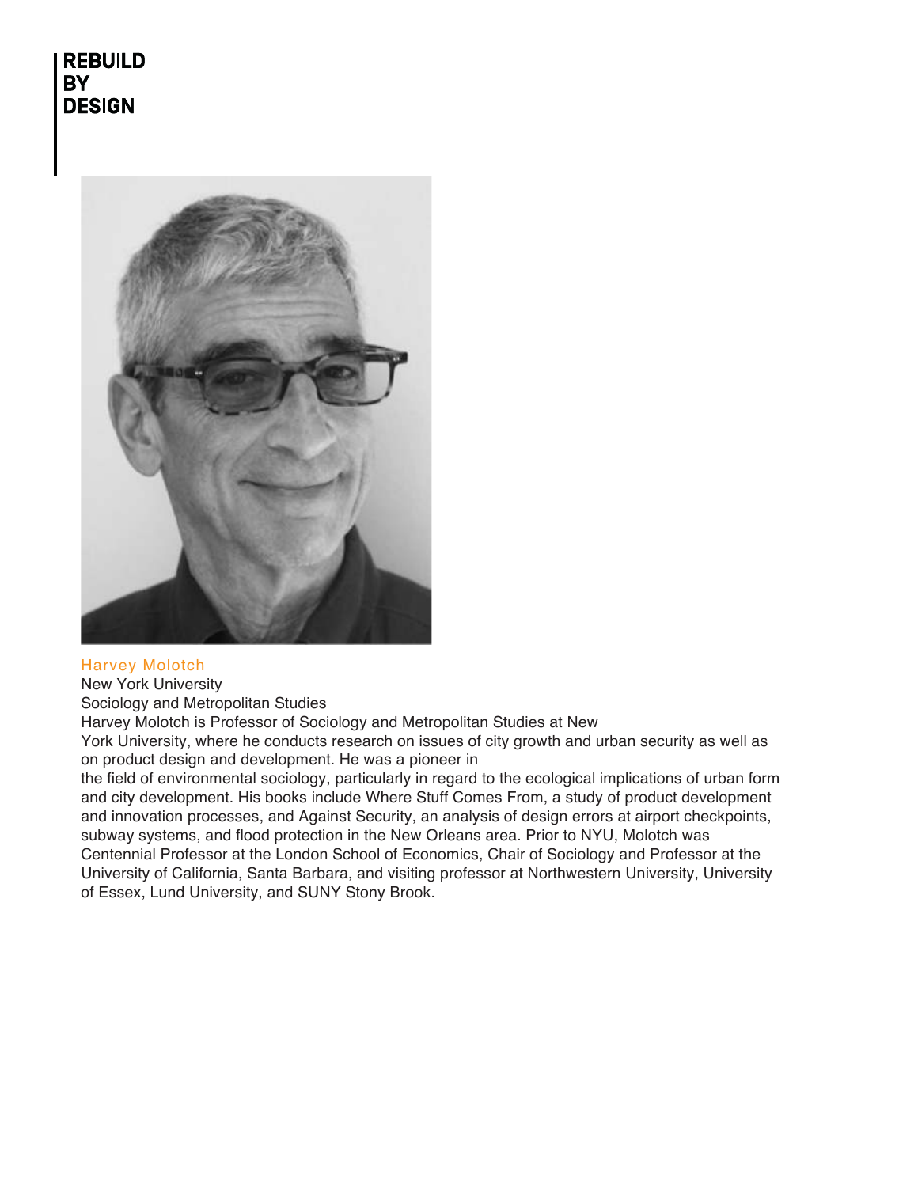**REBUILD BY DESIGN**

## Harvey Molotch

New York University

Sociology and Metropolitan Studies

Harvey Molotch is Professor of Sociology and Metropolitan Studies at New York University, where he conducts research on issues of city growth and urban security as well as on product design and development. He was a pioneer in the field of environmental sociology, particularly in regard to the ecological implications of urban form and city development. His books include Where Stuff Comes From, a study of product development and innovation processes, and Against Security, an analysis of design errors at airport checkpoints, subway systems, and flood protection in the New Orleans area. Prior to NYU, Molotch was Centennial Professor at the London School of Economics, Chair of Sociology and Professor at the University of California, Santa Barbara, and visiting professor at Northwestern University, University of Essex, Lund University, and SUNY Stony Brook.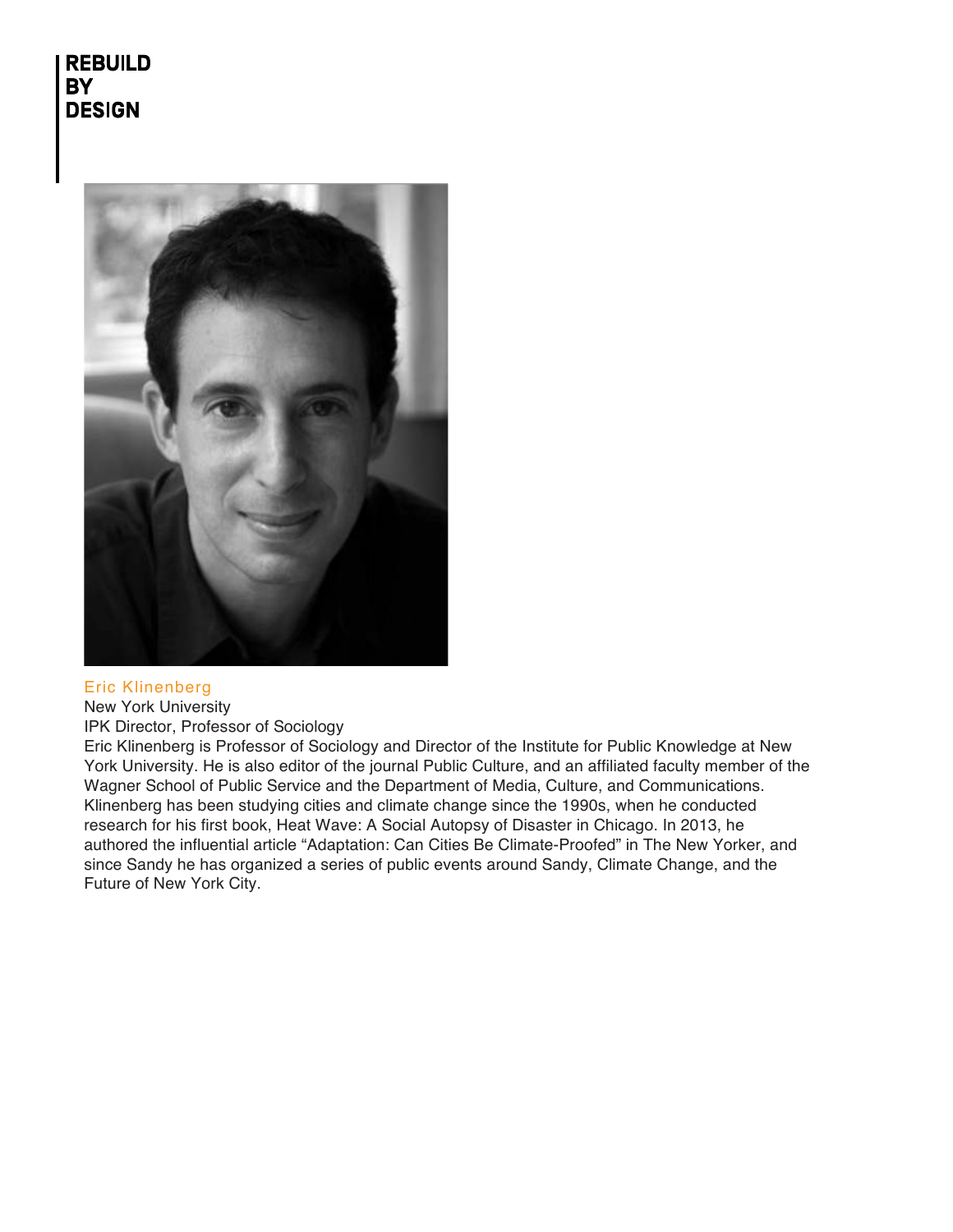REBUILD
BY
DESIGN

Eric Klinenberg

New York University

IPK Director, Professor of Sociology

Eric Klinenberg is Professor of Sociology and Director of the Institute for Public Knowledge at New York University. He is also editor of the journal Public Culture, and an affiliated faculty member of the Wagner School of Public Service and the Department of Media, Culture, and Communications. Klinenberg has been studying cities and climate change since the 1990s, when he conducted research for his first book, Heat Wave: A Social Autopsy of Disaster in Chicago. In 2013, he authored the influential article "Adaptation: Can Cities Be Climate-Proofed" in The New Yorker, and since Sandy he has organized a series of public events around Sandy, Climate Change, and the Future of New York City.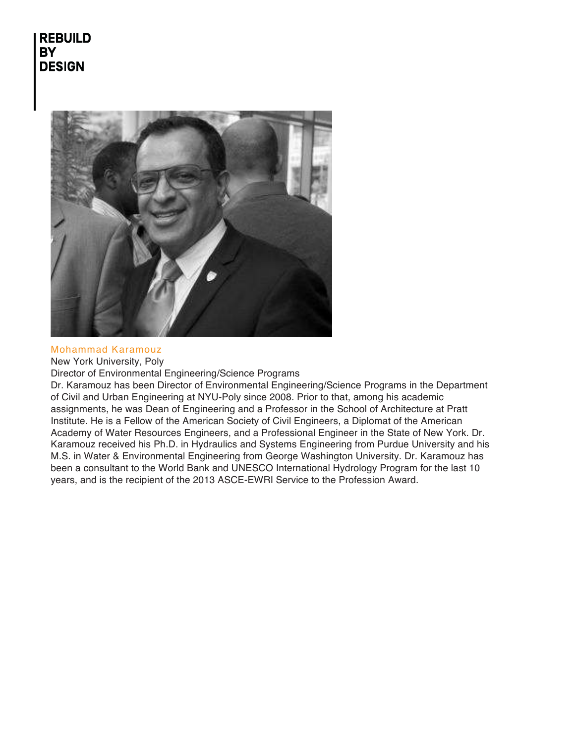**REBUILD BY DESIGN**

Mohammad Karamouz

New York University, Poly

Director of Environmental Engineering/Science Programs

Dr. Karamouz has been Director of Environmental Engineering/Science Programs in the Department of Civil and Urban Engineering at NYU-Poly since 2008. Prior to that, among his academic assignments, he was Dean of Engineering and a Professor in the School of Architecture at Pratt Institute. He is a Fellow of the American Society of Civil Engineers, a Diplomat of the American Academy of Water Resources Engineers, and a Professional Engineer in the State of New York. Dr. Karamouz received his Ph.D. in Hydraulics and Systems Engineering from Purdue University and his M.S. in Water & Environmental Engineering from George Washington University. Dr. Karamouz has been a consultant to the World Bank and UNESCO International Hydrology Program for the last 10 years, and is the recipient of the 2013 ASCE-EWRI Service to the Profession Award.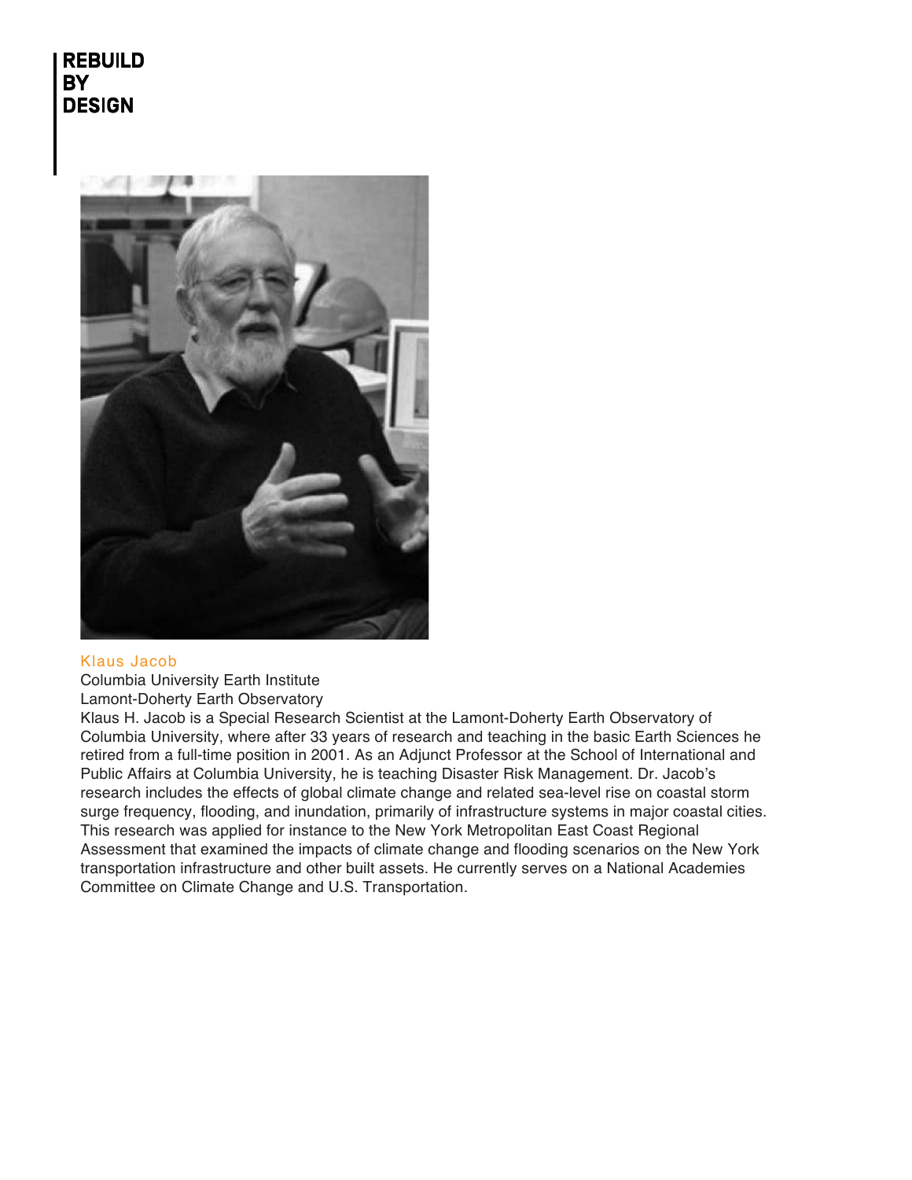REBUILD
BY
DESIGN

Klaus Jacob

Columbia University Earth Institute
Lamont-Doherty Earth Observatory

Klaus H. Jacob is a Special Research Scientist at the Lamont-Doherty Earth Observatory of Columbia University, where after 33 years of research and teaching in the basic Earth Sciences he retired from a full-time position in 2001. As an Adjunct Professor at the School of International and Public Affairs at Columbia University, he is teaching Disaster Risk Management. Dr. Jacob's research includes the effects of global climate change and related sea-level rise on coastal storm surge frequency, flooding, and inundation, primarily of infrastructure systems in major coastal cities. This research was applied for instance to the New York Metropolitan East Coast Regional Assessment that examined the impacts of climate change and flooding scenarios on the New York transportation infrastructure and other built assets. He currently serves on a National Academies Committee on Climate Change and U.S. Transportation.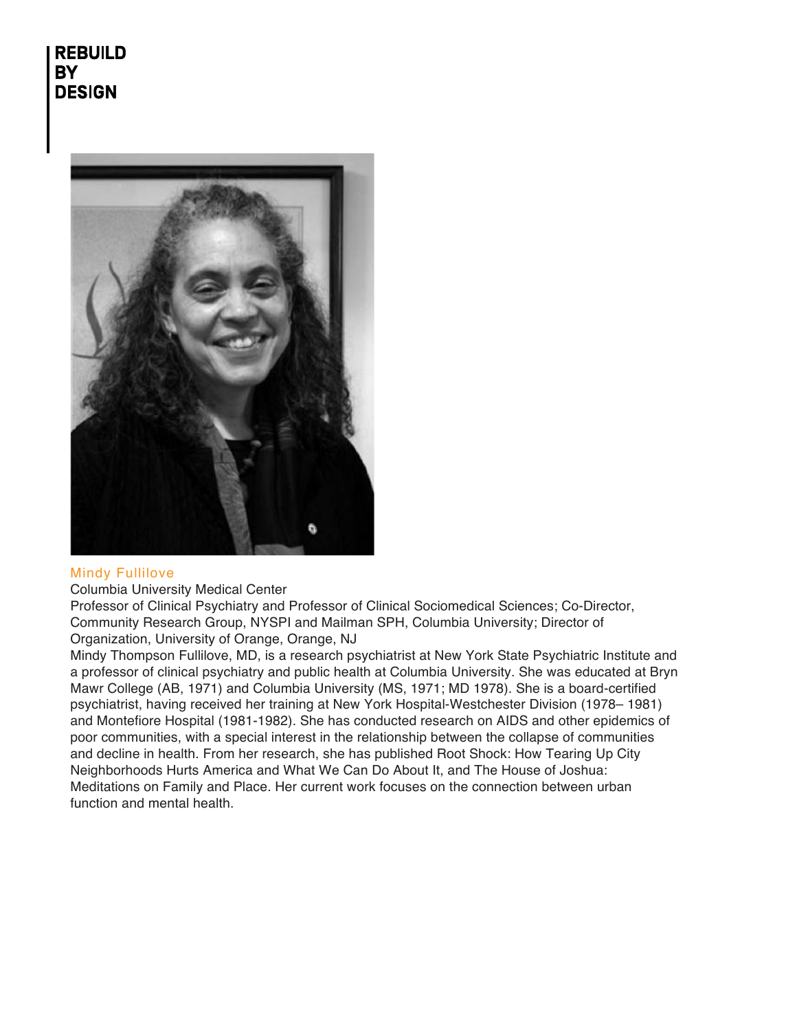**REBUILD BY DESIGN**

## Mindy Fullilove

Columbia University Medical Center

Professor of Clinical Psychiatry and Professor of Clinical Sociomedical Sciences; Co-Director, Community Research Group, NYSPI and Mailman SPH, Columbia University; Director of Organization, University of Orange, Orange, NJ

Mindy Thompson Fullilove, MD, is a research psychiatrist at New York State Psychiatric Institute and a professor of clinical psychiatry and public health at Columbia University. She was educated at Bryn Mawr College (AB, 1971) and Columbia University (MS, 1971; MD 1978). She is a board-certified psychiatrist, having received her training at New York Hospital-Westchester Division (1978– 1981) and Montefiore Hospital (1981-1982). She has conducted research on AIDS and other epidemics of poor communities, with a special interest in the relationship between the collapse of communities and decline in health. From her research, she has published Root Shock: How Tearing Up City Neighborhoods Hurts America and What We Can Do About It, and The House of Joshua: Meditations on Family and Place. Her current work focuses on the connection between urban function and mental health.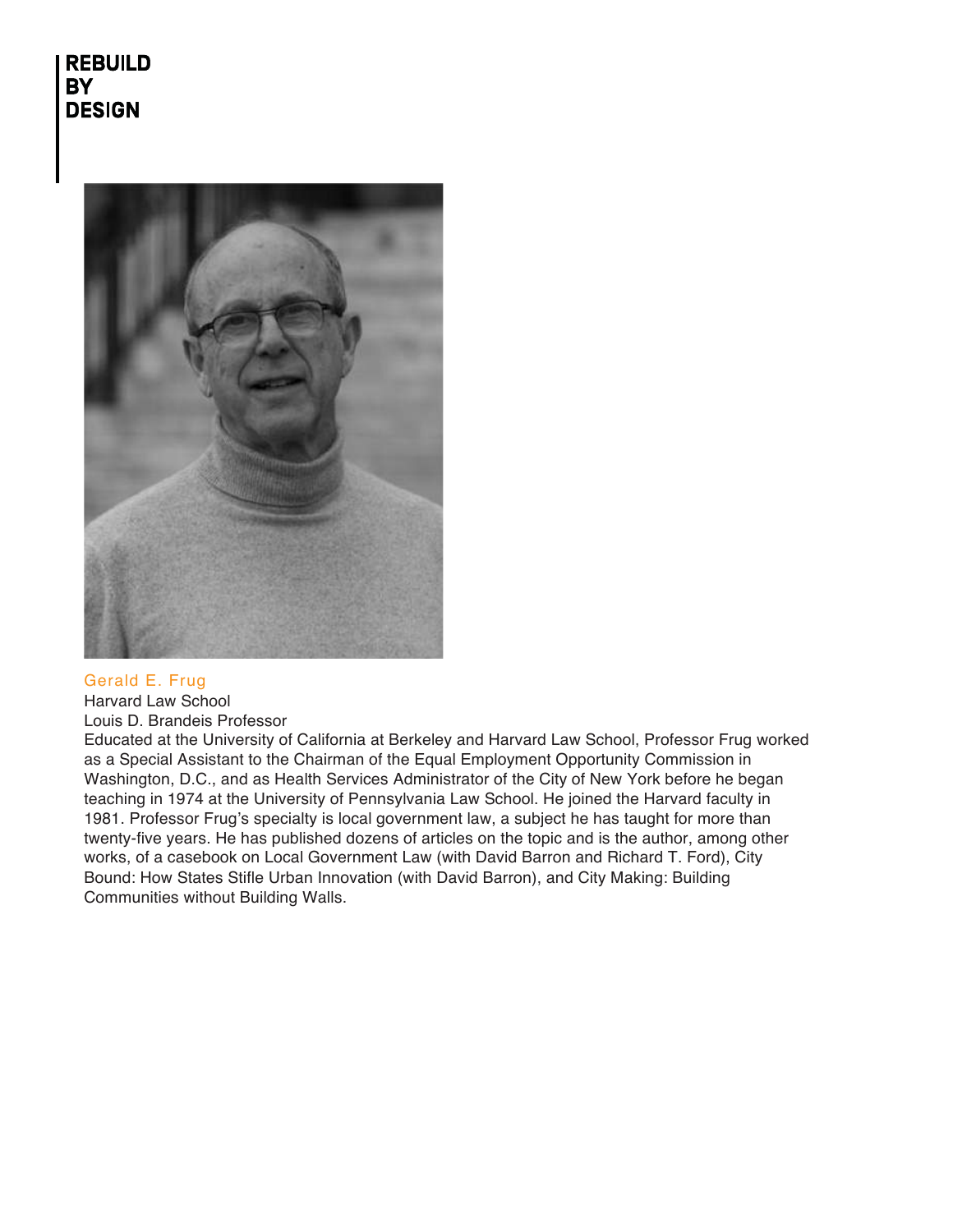REBUILD
BY
DESIGN

**Gerald E. Frug**

Harvard Law School

Louis D. Brandeis Professor

Educated at the University of California at Berkeley and Harvard Law School, Professor Frug worked as a Special Assistant to the Chairman of the Equal Employment Opportunity Commission in Washington, D.C., and as Health Services Administrator of the City of New York before he began teaching in 1974 at the University of Pennsylvania Law School. He joined the Harvard faculty in 1981. Professor Frug's specialty is local government law, a subject he has taught for more than twenty-five years. He has published dozens of articles on the topic and is the author, among other works, of a casebook on Local Government Law (with David Barron and Richard T. Ford), City Bound: How States Stifle Urban Innovation (with David Barron), and City Making: Building Communities without Building Walls.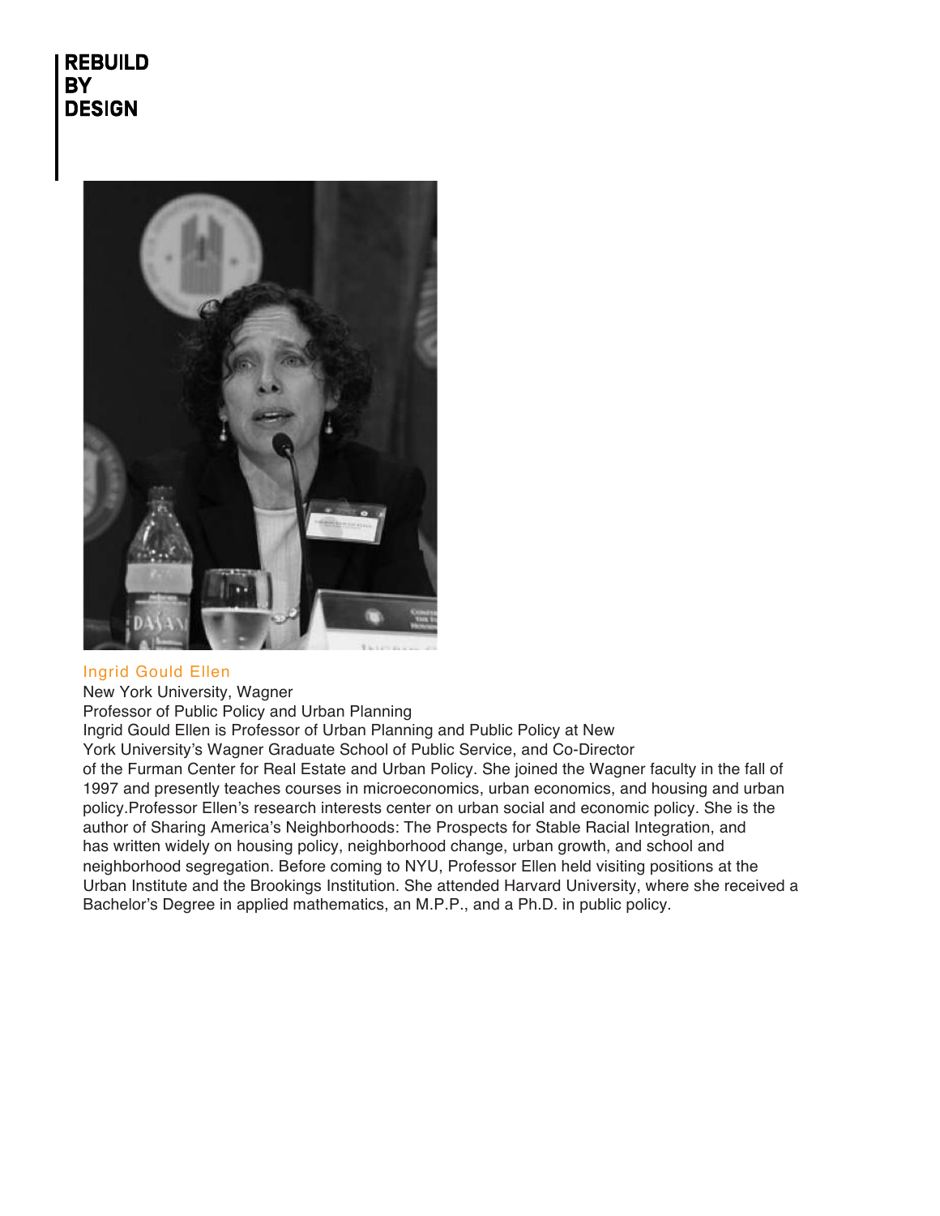Ingrid Gould Ellen

New York University, Wagner

Professor of Public Policy and Urban Planning

Ingrid Gould Ellen is Professor of Urban Planning and Public Policy at New York University's Wagner Graduate School of Public Service, and Co-Director of the Furman Center for Real Estate and Urban Policy. She joined the Wagner faculty in the fall of 1997 and presently teaches courses in microeconomics, urban economics, and housing and urban policy.Professor Ellen's research interests center on urban social and economic policy. She is the author of Sharing America's Neighborhoods: The Prospects for Stable Racial Integration, and has written widely on housing policy, neighborhood change, urban growth, and school and neighborhood segregation. Before coming to NYU, Professor Ellen held visiting positions at the Urban Institute and the Brookings Institution. She attended Harvard University, where she received a Bachelor's Degree in applied mathematics, an M.P.P., and a Ph.D. in public policy.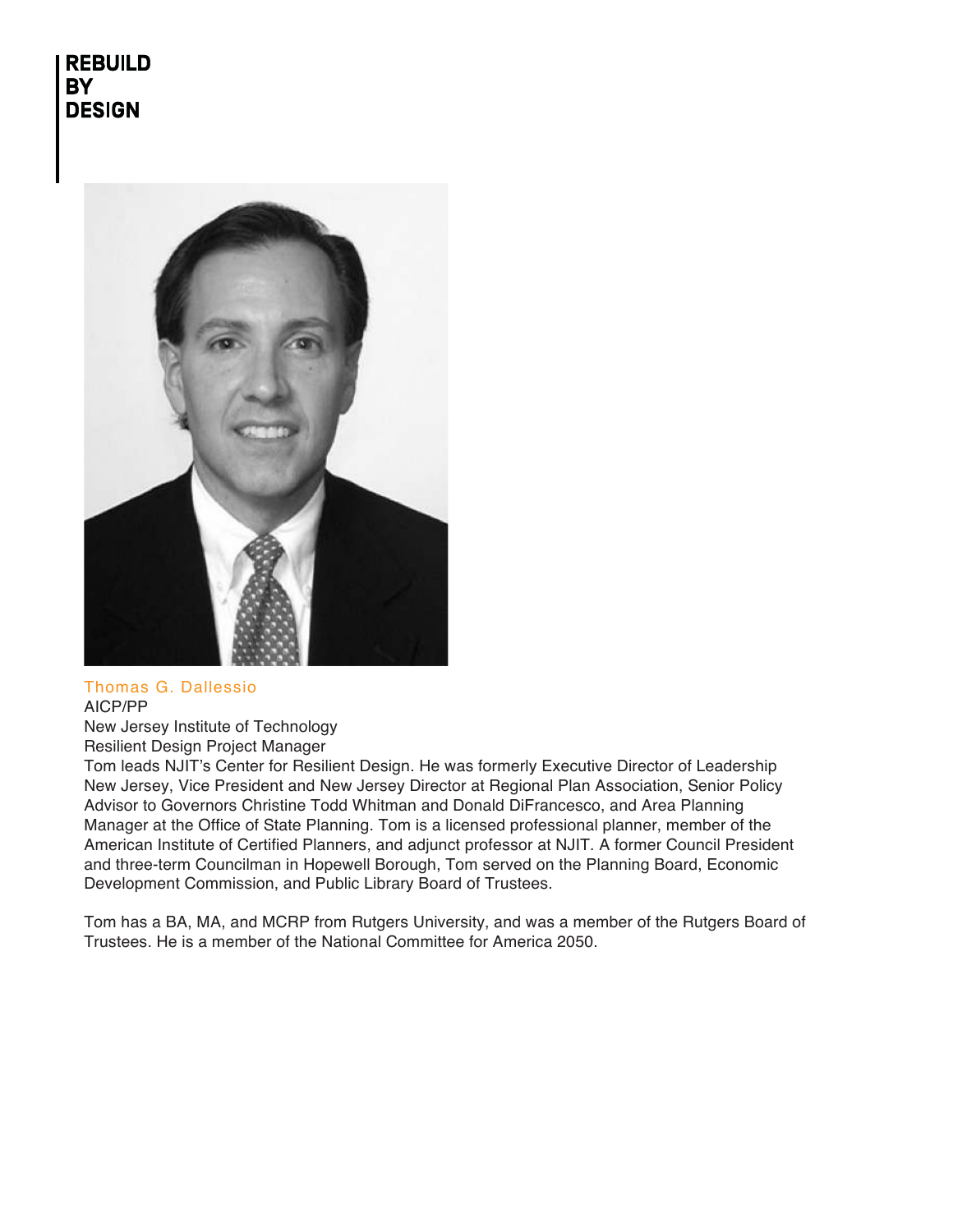**REBUILD BY DESIGN**

## Thomas G. Dallessio

AICP/PP
New Jersey Institute of Technology
Resilient Design Project Manager

Tom leads NJIT's Center for Resilient Design. He was formerly Executive Director of Leadership New Jersey, Vice President and New Jersey Director at Regional Plan Association, Senior Policy Advisor to Governors Christine Todd Whitman and Donald DiFrancesco, and Area Planning Manager at the Office of State Planning. Tom is a licensed professional planner, member of the American Institute of Certified Planners, and adjunct professor at NJIT. A former Council President and three-term Councilman in Hopewell Borough, Tom served on the Planning Board, Economic Development Commission, and Public Library Board of Trustees.

Tom has a BA, MA, and MCRP from Rutgers University, and was a member of the Rutgers Board of Trustees. He is a member of the National Committee for America 2050.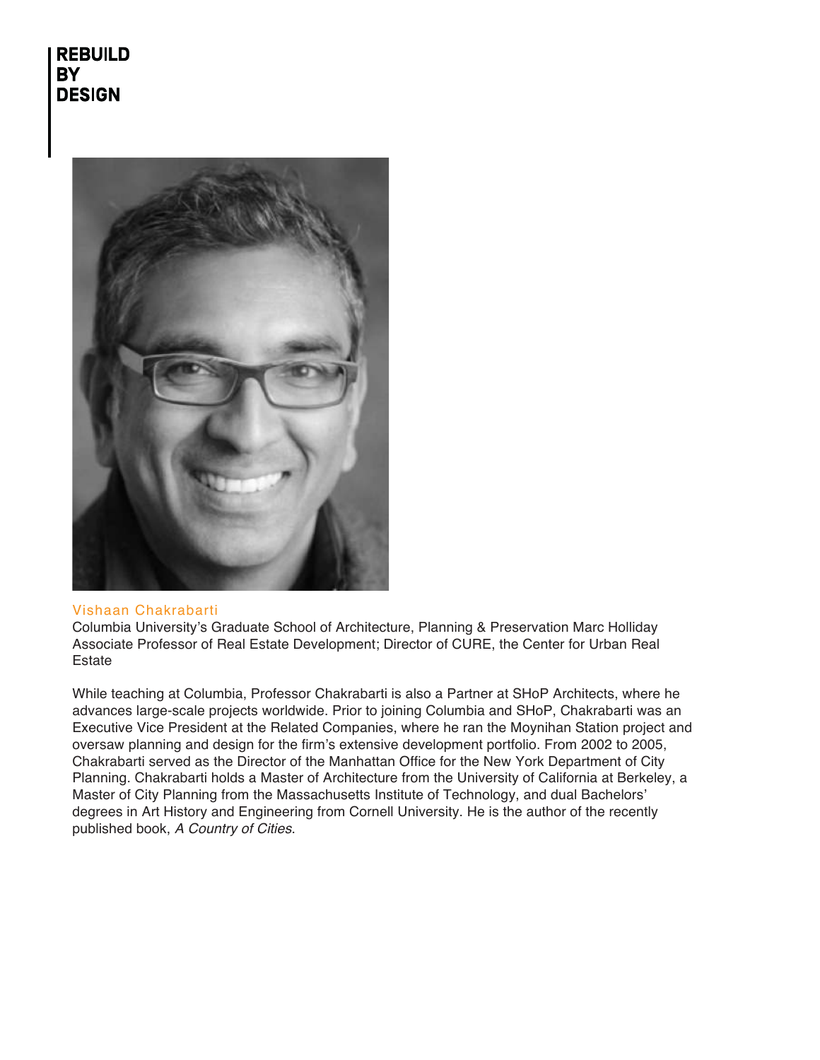REBUILD
BY
DESIGN

## Vishaan Chakrabarti

Columbia University's Graduate School of Architecture, Planning & Preservation Marc Holliday Associate Professor of Real Estate Development; Director of CURE, the Center for Urban Real Estate

While teaching at Columbia, Professor Chakrabarti is also a Partner at SHoP Architects, where he advances large-scale projects worldwide. Prior to joining Columbia and SHoP, Chakrabarti was an Executive Vice President at the Related Companies, where he ran the Moynihan Station project and oversaw planning and design for the firm's extensive development portfolio. From 2002 to 2005, Chakrabarti served as the Director of the Manhattan Office for the New York Department of City Planning. Chakrabarti holds a Master of Architecture from the University of California at Berkeley, a Master of City Planning from the Massachusetts Institute of Technology, and dual Bachelors' degrees in Art History and Engineering from Cornell University. He is the author of the recently published book, *A Country of Cities*.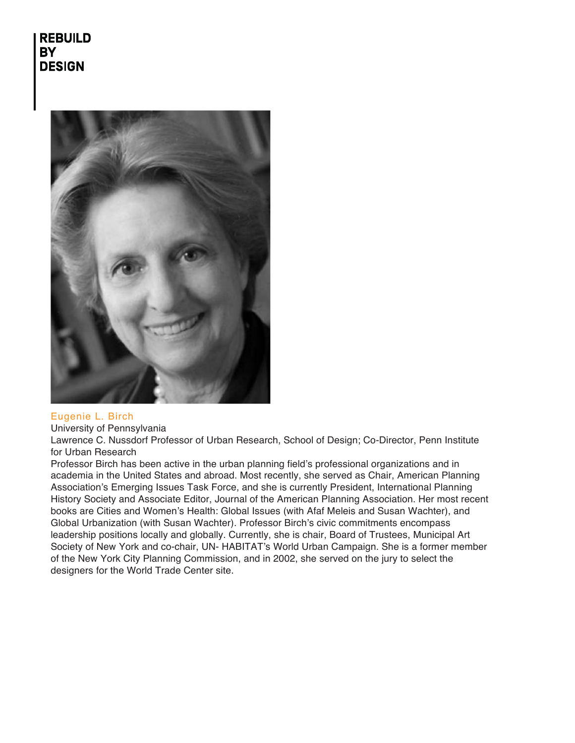REBUILD
BY
DESIGN

Eugenie L. Birch

University of Pennsylvania

Lawrence C. Nussdorf Professor of Urban Research, School of Design; Co-Director, Penn Institute for Urban Research

Professor Birch has been active in the urban planning field's professional organizations and in academia in the United States and abroad. Most recently, she served as Chair, American Planning Association's Emerging Issues Task Force, and she is currently President, International Planning History Society and Associate Editor, Journal of the American Planning Association. Her most recent books are Cities and Women's Health: Global Issues (with Afaf Meleis and Susan Wachter), and Global Urbanization (with Susan Wachter). Professor Birch's civic commitments encompass leadership positions locally and globally. Currently, she is chair, Board of Trustees, Municipal Art Society of New York and co-chair, UN- HABITAT's World Urban Campaign. She is a former member of the New York City Planning Commission, and in 2002, she served on the jury to select the designers for the World Trade Center site.